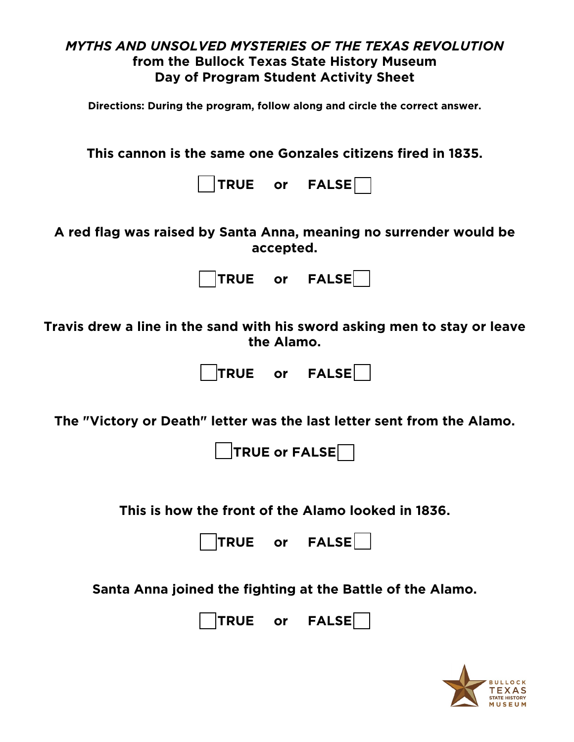# *MYTHS AND UNSOLVED MYSTERIES OF THE TEXAS REVOLUTION*

## from the Bullock Texas State History Museum
## Day of Program Student Activity Sheet

**Directions: During the program, follow along and circle the correct answer.**

**This cannon is the same one Gonzales citizens fired in 1835.**

☐ **TRUE** or **FALSE** ☐

**A red flag was raised by Santa Anna, meaning no surrender would be accepted.**

☐ **TRUE** or **FALSE** ☐

**Travis drew a line in the sand with his sword asking men to stay or leave the Alamo.**

☐ **TRUE** or **FALSE** ☐

**The "Victory or Death" letter was the last letter sent from the Alamo.**

☐ **TRUE or FALSE** ☐

**This is how the front of the Alamo looked in 1836.**

☐ **TRUE** or **FALSE** ☐

**Santa Anna joined the fighting at the Battle of the Alamo.**

☐ **TRUE** or **FALSE** ☐

BULLOCK TEXAS STATE HISTORY MUSEUM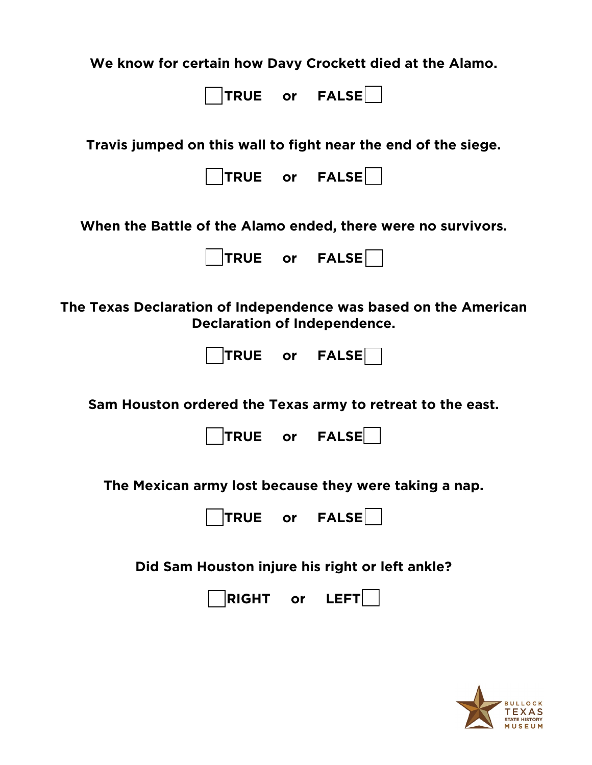**We know for certain how Davy Crockett died at the Alamo.**

☐ **TRUE** or **FALSE** ☐

**Travis jumped on this wall to fight near the end of the siege.**

☐ **TRUE** or **FALSE** ☐

**When the Battle of the Alamo ended, there were no survivors.**

☐ **TRUE** or **FALSE** ☐

**The Texas Declaration of Independence was based on the American Declaration of Independence.**

☐ **TRUE** or **FALSE** ☐

**Sam Houston ordered the Texas army to retreat to the east.**

☐ **TRUE** or **FALSE** ☐

**The Mexican army lost because they were taking a nap.**

☐ **TRUE** or **FALSE** ☐

**Did Sam Houston injure his right or left ankle?**

☐ **RIGHT** or **LEFT** ☐

BULLOCK TEXAS STATE HISTORY MUSEUM